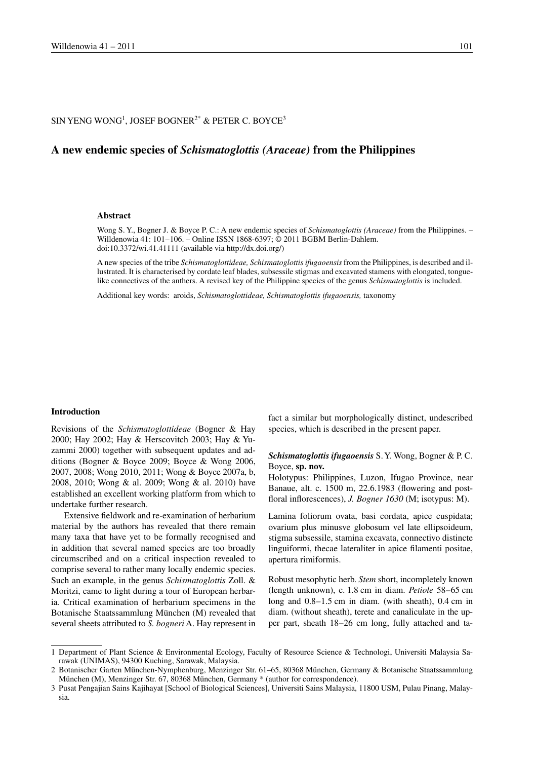SIN YENG WONG[1], JOSEF BOGNER[2*] & PETER C. BOYCE[3]

# A new endemic species of *Schismatoglottis (Araceae)* from the Philippines

### Abstract

Wong S. Y., Bogner J. & Boyce P. C.: A new endemic species of *Schismatoglottis (Araceae)* from the Philippines. – Willdenowia 41: 101–106. – Online ISSN 1868-6397; © 2011 BGBM Berlin-Dahlem. doi:10.3372/wi.41.41111 (available via http://dx.doi.org/)

A new species of the tribe *Schismatoglottideae, Schismatoglottis ifugaoensis* from the Philippines, is described and illustrated. It is characterised by cordate leaf blades, subsessile stigmas and excavated stamens with elongated, tongue-like connectives of the anthers. A revised key of the Philippine species of the genus *Schismatoglottis* is included.

Additional key words: aroids, *Schismatoglottideae, Schismatoglottis ifugaoensis,* taxonomy

## Introduction

Revisions of the *Schismatoglottideae* (Bogner & Hay 2000; Hay 2002; Hay & Herscovitch 2003; Hay & Yuzammi 2000) together with subsequent updates and additions (Bogner & Boyce 2009; Boyce & Wong 2006, 2007, 2008; Wong 2010, 2011; Wong & Boyce 2007a, b, 2008, 2010; Wong & al. 2009; Wong & al. 2010) have established an excellent working platform from which to undertake further research.

Extensive fieldwork and re-examination of herbarium material by the authors has revealed that there remain many taxa that have yet to be formally recognised and in addition that several named species are too broadly circumscribed and on a critical inspection revealed to comprise several to rather many locally endemic species. Such an example, in the genus *Schismatoglottis* Zoll. & Moritzi, came to light during a tour of European herbaria. Critical examination of herbarium specimens in the Botanische Staatssammlung München (M) revealed that several sheets attributed to *S. bogneri* A. Hay represent in fact a similar but morphologically distinct, undescribed species, which is described in the present paper.

***Schismatoglottis ifugaoensis*** S. Y. Wong, Bogner & P. C. Boyce, **sp. nov.**

Holotypus: Philippines, Luzon, Ifugao Province, near Banaue, alt. c. 1500 m, 22.6.1983 (flowering and post-floral inflorescences), *J. Bogner 1630* (M; isotypus: M).

Lamina foliorum ovata, basi cordata, apice cuspidata; ovarium plus minusve globosum vel late ellipsoideum, stigma subsessile, stamina excavata, connectivo distincte linguiformi, thecae lateraliter in apice filamenti positae, apertura rimiformis.

Robust mesophytic herb. *Stem* short, incompletely known (length unknown), c. 1.8 cm in diam. *Petiole* 58–65 cm long and 0.8–1.5 cm in diam. (with sheath), 0.4 cm in diam. (without sheath), terete and canaliculate in the upper part, sheath 18–26 cm long, fully attached and ta-

---

1 Department of Plant Science & Environmental Ecology, Faculty of Resource Science & Technologi, Universiti Malaysia Sarawak (UNIMAS), 94300 Kuching, Sarawak, Malaysia.

2 Botanischer Garten München-Nymphenburg, Menzinger Str. 61–65, 80368 München, Germany & Botanische Staatssammlung München (M), Menzinger Str. 67, 80368 München, Germany * (author for correspondence).

3 Pusat Pengajian Sains Kajihayat [School of Biological Sciences], Universiti Sains Malaysia, 11800 USM, Pulau Pinang, Malaysia.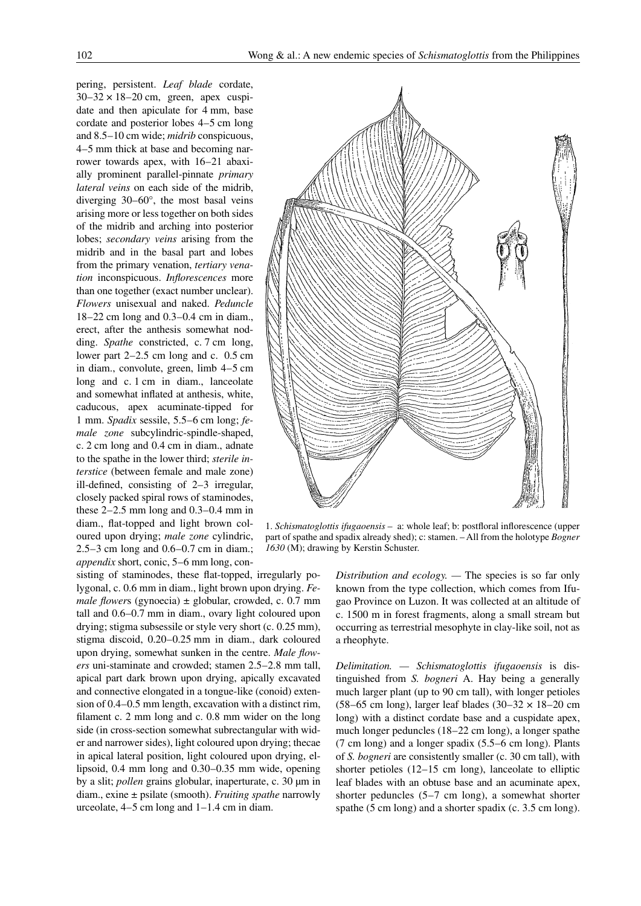pering, persistent. *Leaf blade* cordate, 30–32 × 18–20 cm, green, apex cuspidate and then apiculate for 4 mm, base cordate and posterior lobes 4–5 cm long and 8.5–10 cm wide; *midrib* conspicuous, 4–5 mm thick at base and becoming narrower towards apex, with 16–21 abaxially prominent parallel-pinnate *primary lateral veins* on each side of the midrib, diverging 30–60°, the most basal veins arising more or less together on both sides of the midrib and arching into posterior lobes; *secondary veins* arising from the midrib and in the basal part and lobes from the primary venation, *tertiary venation* inconspicuous. *Inflorescences* more than one together (exact number unclear). *Flowers* unisexual and naked. *Peduncle* 18–22 cm long and 0.3–0.4 cm in diam., erect, after the anthesis somewhat nodding. *Spathe* constricted, c. 7 cm long, lower part 2–2.5 cm long and c. 0.5 cm in diam., convolute, green, limb 4–5 cm long and c. 1 cm in diam., lanceolate and somewhat inflated at anthesis, white, caducous, apex acuminate-tipped for 1 mm. *Spadix* sessile, 5.5–6 cm long; *female zone* subcylindric-spindle-shaped, c. 2 cm long and 0.4 cm in diam., adnate to the spathe in the lower third; *sterile interstice* (between female and male zone) ill-defined, consisting of 2–3 irregular, closely packed spiral rows of staminodes, these 2–2.5 mm long and 0.3–0.4 mm in diam., flat-topped and light brown coloured upon drying; *male zone* cylindric, 2.5–3 cm long and 0.6–0.7 cm in diam.; *appendix* short, conic, 5–6 mm long, consisting of staminodes, these flat-topped, irregularly polygonal, c. 0.6 mm in diam., light brown upon drying. *Female flower*s (gynoecia) ± globular, crowded, c. 0.7 mm tall and 0.6–0.7 mm in diam., ovary light coloured upon drying; stigma subsessile or style very short (c. 0.25 mm), stigma discoid, 0.20–0.25 mm in diam., dark coloured upon drying, somewhat sunken in the centre. *Male flowers* uni-staminate and crowded; stamen 2.5–2.8 mm tall, apical part dark brown upon drying, apically excavated and connective elongated in a tongue-like (conoid) extension of 0.4–0.5 mm length, excavation with a distinct rim, filament c. 2 mm long and c. 0.8 mm wider on the long side (in cross-section somewhat subrectangular with wider and narrower sides), light coloured upon drying; thecae in apical lateral position, light coloured upon drying, ellipsoid, 0.4 mm long and 0.30–0.35 mm wide, opening by a slit; *pollen* grains globular, inaperturate, c. 30 µm in diam., exine ± psilate (smooth). *Fruiting spathe* narrowly urceolate, 4–5 cm long and 1–1.4 cm in diam.

1. *Schismatoglottis ifugaoensis* – a: whole leaf; b: postfloral inflorescence (upper part of spathe and spadix already shed); c: stamen. – All from the holotype *Bogner 1630* (M); drawing by Kerstin Schuster.

*Distribution and ecology.* — The species is so far only known from the type collection, which comes from Ifugao Province on Luzon. It was collected at an altitude of c. 1500 m in forest fragments, along a small stream but occurring as terrestrial mesophyte in clay-like soil, not as a rheophyte.

*Delimitation.* — *Schismatoglottis ifugaoensis* is distinguished from *S. bogneri* A. Hay being a generally much larger plant (up to 90 cm tall), with longer petioles (58–65 cm long), larger leaf blades (30–32 × 18–20 cm long) with a distinct cordate base and a cuspidate apex, much longer peduncles (18–22 cm long), a longer spathe (7 cm long) and a longer spadix (5.5–6 cm long). Plants of *S. bogneri* are consistently smaller (c. 30 cm tall), with shorter petioles (12–15 cm long), lanceolate to elliptic leaf blades with an obtuse base and an acuminate apex, shorter peduncles (5–7 cm long), a somewhat shorter spathe (5 cm long) and a shorter spadix (c. 3.5 cm long).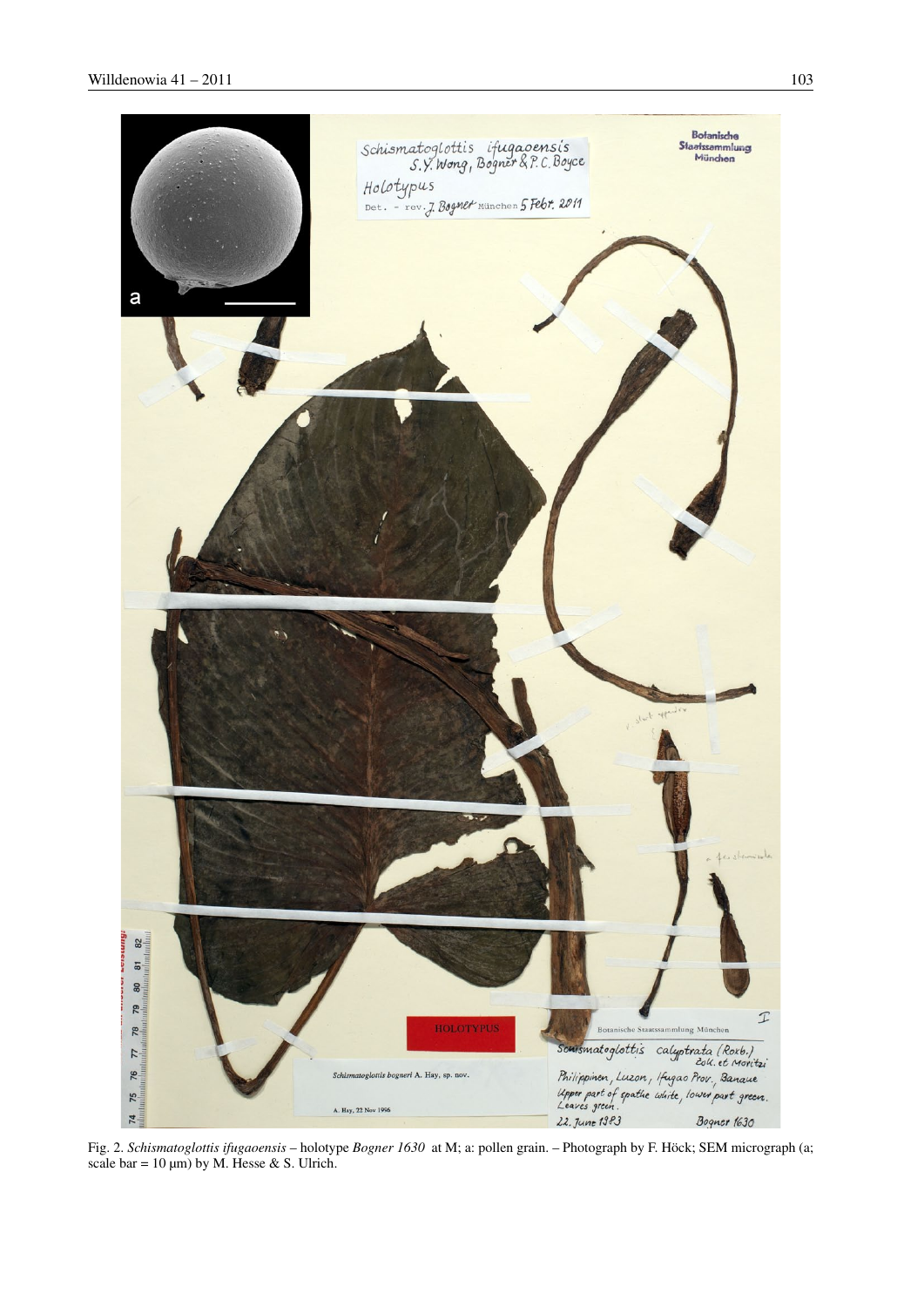Fig. 2. *Schismatoglottis ifugaoensis* – holotype *Bogner 1630* at M; a: pollen grain. – Photograph by F. Höck; SEM micrograph (a; scale bar = 10 µm) by M. Hesse & S. Ulrich.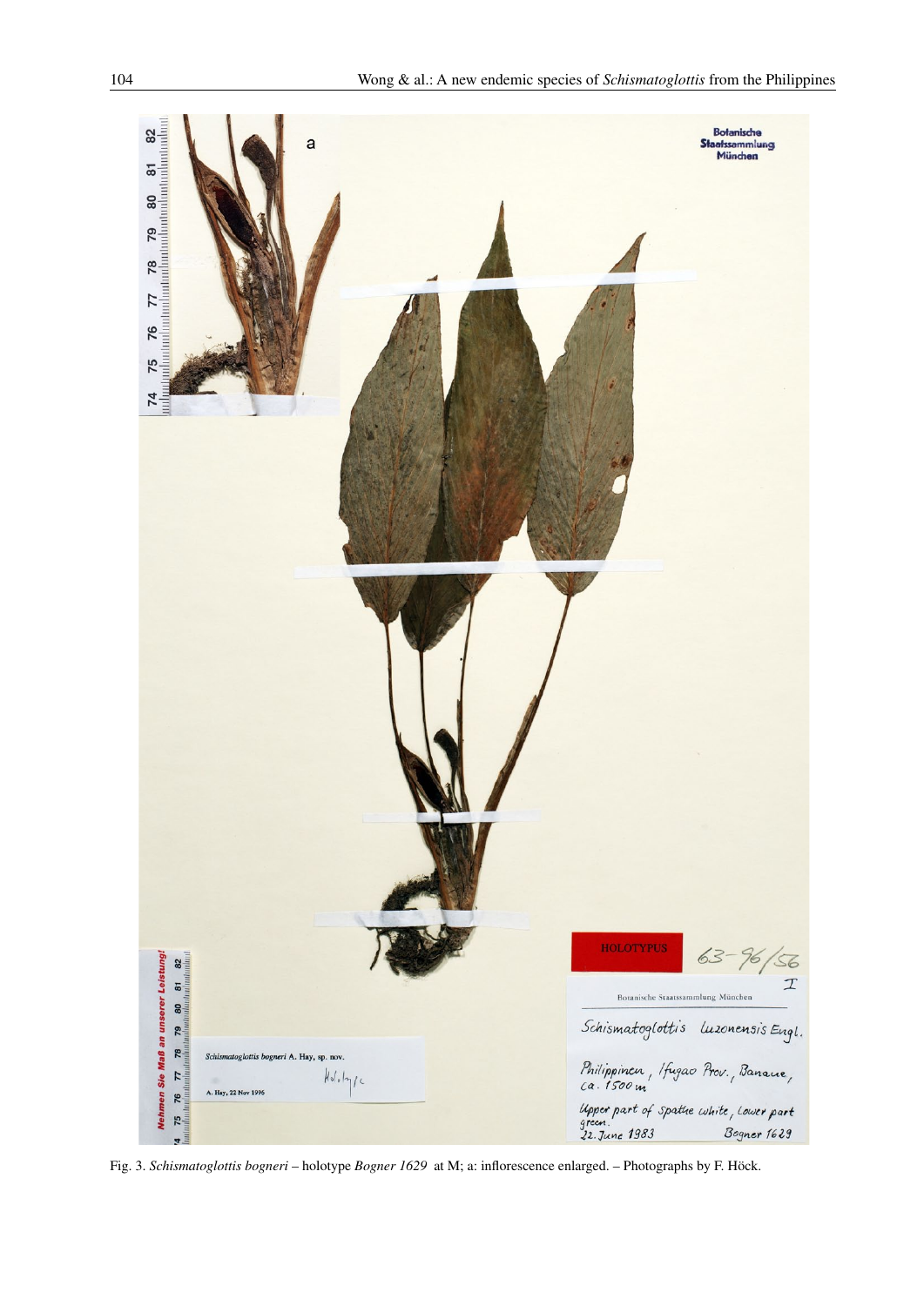Fig. 3. *Schismatoglottis bogneri* – holotype *Bogner 1629* at M; a: inflorescence enlarged. – Photographs by F. Höck.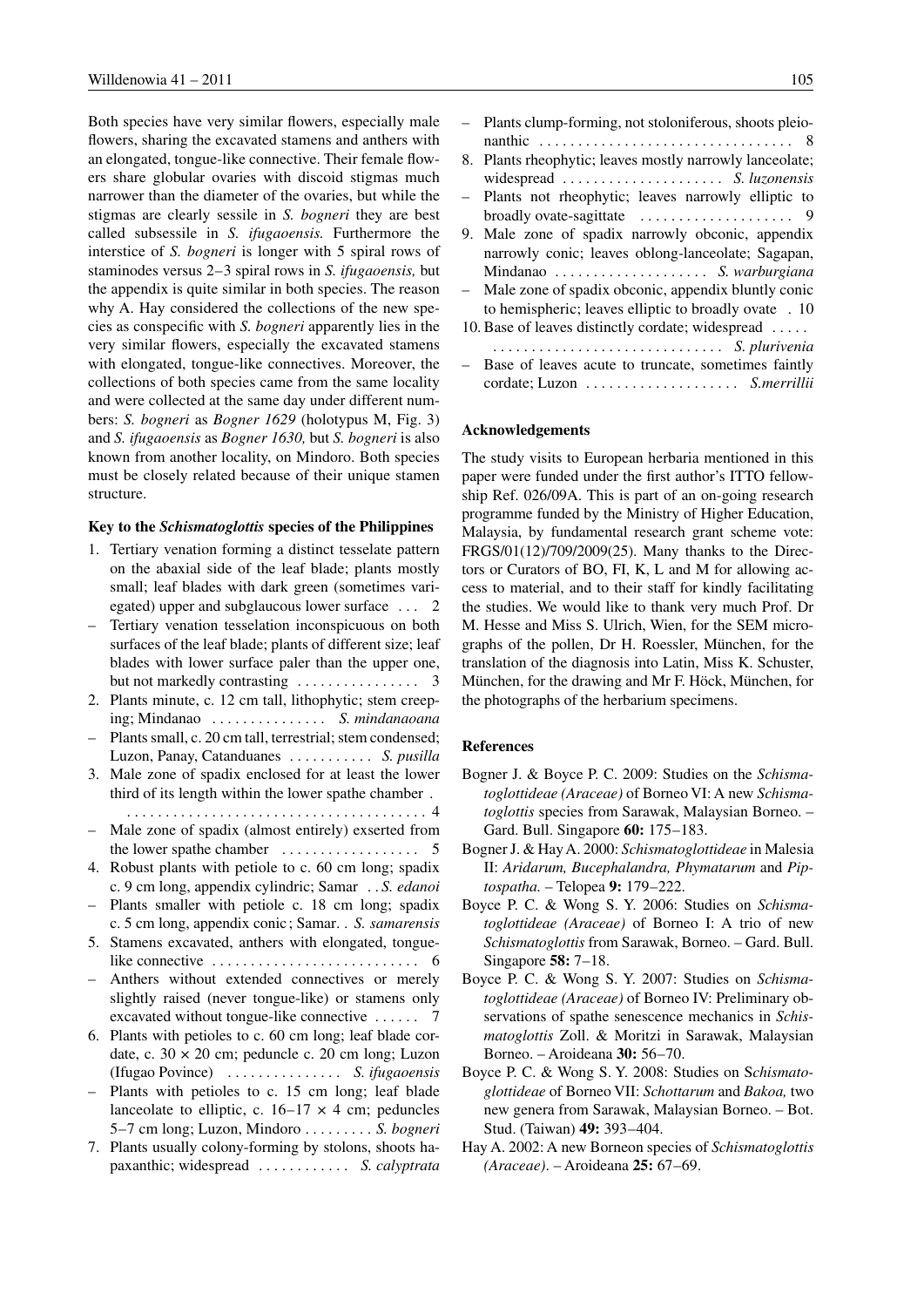Both species have very similar flowers, especially male flowers, sharing the excavated stamens and anthers with an elongated, tongue-like connective. Their female flowers share globular ovaries with discoid stigmas much narrower than the diameter of the ovaries, but while the stigmas are clearly sessile in *S. bogneri* they are best called subsessile in *S. ifugaoensis.* Furthermore the interstice of *S. bogneri* is longer with 5 spiral rows of staminodes versus 2–3 spiral rows in *S. ifugaoensis,* but the appendix is quite similar in both species. The reason why A. Hay considered the collections of the new species as conspecific with *S. bogneri* apparently lies in the very similar flowers, especially the excavated stamens with elongated, tongue-like connectives. Moreover, the collections of both species came from the same locality and were collected at the same day under different numbers: *S. bogneri* as *Bogner 1629* (holotypus M, Fig. 3) and *S. ifugaoensis* as *Bogner 1630,* but *S. bogneri* is also known from another locality, on Mindoro. Both species must be closely related because of their unique stamen structure.

### Key to the *Schismatoglottis* species of the Philippines

1. Tertiary venation forming a distinct tesselate pattern on the abaxial side of the leaf blade; plants mostly small; leaf blades with dark green (sometimes variegated) upper and subglaucous lower surface . . . 2
– Tertiary venation tesselation inconspicuous on both surfaces of the leaf blade; plants of different size; leaf blades with lower surface paler than the upper one, but not markedly contrasting . . . . . . . . . . . . . . . . 3
2. Plants minute, c. 12 cm tall, lithophytic; stem creeping; Mindanao . . . . . . . . . . . . . . . *S. mindanaoana*
– Plants small, c. 20 cm tall, terrestrial; stem condensed; Luzon, Panay, Catanduanes . . . . . . . . . . . *S. pusilla*
3. Male zone of spadix enclosed for at least the lower third of its length within the lower spathe chamber . . . . . . . . . . . . . . . . . . . . . . . . . . . . . . . . . . . . . . . . . . 4
– Male zone of spadix (almost entirely) exserted from the lower spathe chamber . . . . . . . . . . . . . . . . . . 5
4. Robust plants with petiole to c. 60 cm long; spadix c. 9 cm long, appendix cylindric; Samar . . *S. edanoi*
– Plants smaller with petiole c. 18 cm long; spadix c. 5 cm long, appendix conic ; Samar. . *S. samarensis*
5. Stamens excavated, anthers with elongated, tongue-like connective . . . . . . . . . . . . . . . . . . . . . . . . . . . 6
– Anthers without extended connectives or merely slightly raised (never tongue-like) or stamens only excavated without tongue-like connective . . . . . . 7
6. Plants with petioles to c. 60 cm long; leaf blade cordate, c. 30 × 20 cm; peduncle c. 20 cm long; Luzon (Ifugao Povince) . . . . . . . . . . . . . . . *S. ifugaoensis*
– Plants with petioles to c. 15 cm long; leaf blade lanceolate to elliptic, c. 16–17 × 4 cm; peduncles 5–7 cm long; Luzon, Mindoro . . . . . . . . . *S. bogneri*
7. Plants usually colony-forming by stolons, shoots hapaxanthic; widespread . . . . . . . . . . . . *S. calyptrata*
– Plants clump-forming, not stoloniferous, shoots pleionanthic . . . . . . . . . . . . . . . . . . . . . . . . . . . . . . . . . 8
8. Plants rheophytic; leaves mostly narrowly lanceolate; widespread . . . . . . . . . . . . . . . . . . . . . *S. luzonensis*
– Plants not rheophytic; leaves narrowly elliptic to broadly ovate-sagittate . . . . . . . . . . . . . . . . . . . . 9
9. Male zone of spadix narrowly obconic, appendix narrowly conic; leaves oblong-lanceolate; Sagapan, Mindanao . . . . . . . . . . . . . . . . . . . . *S. warburgiana*
– Male zone of spadix obconic, appendix bluntly conic to hemispheric; leaves elliptic to broadly ovate . 10
10. Base of leaves distinctly cordate; widespread . . . . . . . . . . . . . . . . . . . . . . . . . . . . . . . . . . . . *S. plurivenia*
– Base of leaves acute to truncate, sometimes faintly cordate; Luzon . . . . . . . . . . . . . . . . . . . . *S.merrillii*

### Acknowledgements

The study visits to European herbaria mentioned in this paper were funded under the first author's ITTO fellowship Ref. 026/09A. This is part of an on-going research programme funded by the Ministry of Higher Education, Malaysia, by fundamental research grant scheme vote: FRGS/01(12)/709/2009(25). Many thanks to the Directors or Curators of BO, FI, K, L and M for allowing access to material, and to their staff for kindly facilitating the studies. We would like to thank very much Prof. Dr M. Hesse and Miss S. Ulrich, Wien, for the SEM micrographs of the pollen, Dr H. Roessler, München, for the translation of the diagnosis into Latin, Miss K. Schuster, München, for the drawing and Mr F. Höck, München, for the photographs of the herbarium specimens.

### References

Bogner J. & Boyce P. C. 2009: Studies on the *Schismatoglottideae (Araceae)* of Borneo VI: A new *Schismatoglottis* species from Sarawak, Malaysian Borneo. – Gard. Bull. Singapore **60:** 175–183.

Bogner J. & Hay A. 2000: *Schismatoglottideae* in Malesia II: *Aridarum, Bucephalandra, Phymatarum* and *Piptospatha.* – Telopea **9:** 179–222.

Boyce P. C. & Wong S. Y. 2006: Studies on *Schismatoglottideae (Araceae)* of Borneo I: A trio of new *Schismatoglottis* from Sarawak, Borneo. – Gard. Bull. Singapore **58:** 7–18.

Boyce P. C. & Wong S. Y. 2007: Studies on *Schismatoglottideae (Araceae)* of Borneo IV: Preliminary observations of spathe senescence mechanics in *Schismatoglottis* Zoll. & Moritzi in Sarawak, Malaysian Borneo. – Aroideana **30:** 56–70.

Boyce P. C. & Wong S. Y. 2008: Studies on S*chismatoglottideae* of Borneo VII: *Schottarum* and *Bakoa,* two new genera from Sarawak, Malaysian Borneo. – Bot. Stud. (Taiwan) **49:** 393–404.

Hay A. 2002: A new Borneon species of *Schismatoglottis (Araceae)*. – Aroideana **25:** 67–69.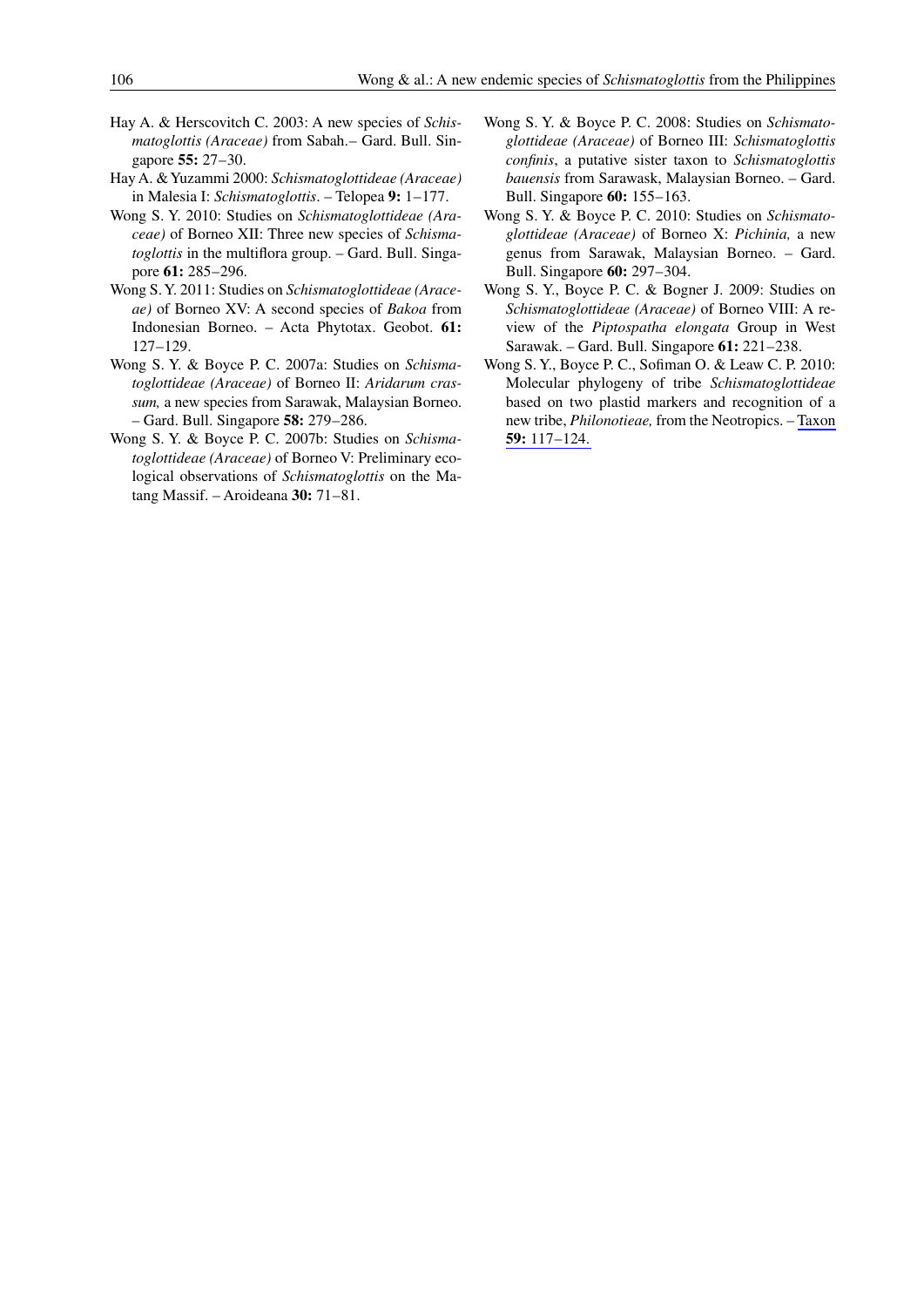Hay A. & Herscovitch C. 2003: A new species of *Schismatoglottis (Araceae)* from Sabah.– Gard. Bull. Singapore **55:** 27–30.

Hay A. & Yuzammi 2000: *Schismatoglottideae (Araceae)* in Malesia I: *Schismatoglottis*. – Telopea **9:** 1–177.

Wong S. Y. 2010: Studies on *Schismatoglottideae (Araceae)* of Borneo XII: Three new species of *Schismatoglottis* in the multiflora group. – Gard. Bull. Singapore **61:** 285–296.

Wong S. Y. 2011: Studies on *Schismatoglottideae (Araceae)* of Borneo XV: A second species of *Bakoa* from Indonesian Borneo. – Acta Phytotax. Geobot. **61:** 127–129.

Wong S. Y. & Boyce P. C. 2007a: Studies on *Schismatoglottideae (Araceae)* of Borneo II: *Aridarum crassum,* a new species from Sarawak, Malaysian Borneo. – Gard. Bull. Singapore **58:** 279–286.

Wong S. Y. & Boyce P. C. 2007b: Studies on *Schismatoglottideae (Araceae)* of Borneo V: Preliminary ecological observations of *Schismatoglottis* on the Matang Massif. – Aroideana **30:** 71–81.

Wong S. Y. & Boyce P. C. 2008: Studies on *Schismatoglottideae (Araceae)* of Borneo III: *Schismatoglottis confinis*, a putative sister taxon to *Schismatoglottis bauensis* from Sarawask, Malaysian Borneo. – Gard. Bull. Singapore **60:** 155–163.

Wong S. Y. & Boyce P. C. 2010: Studies on *Schismatoglottideae (Araceae)* of Borneo X: *Pichinia,* a new genus from Sarawak, Malaysian Borneo. – Gard. Bull. Singapore **60:** 297–304.

Wong S. Y., Boyce P. C. & Bogner J. 2009: Studies on *Schismatoglottideae (Araceae)* of Borneo VIII: A review of the *Piptospatha elongata* Group in West Sarawak. – Gard. Bull. Singapore **61:** 221–238.

Wong S. Y., Boyce P. C., Sofiman O. & Leaw C. P. 2010: Molecular phylogeny of tribe *Schismatoglottideae* based on two plastid markers and recognition of a new tribe, *Philonotieae,* from the Neotropics. – Taxon **59:** 117–124.